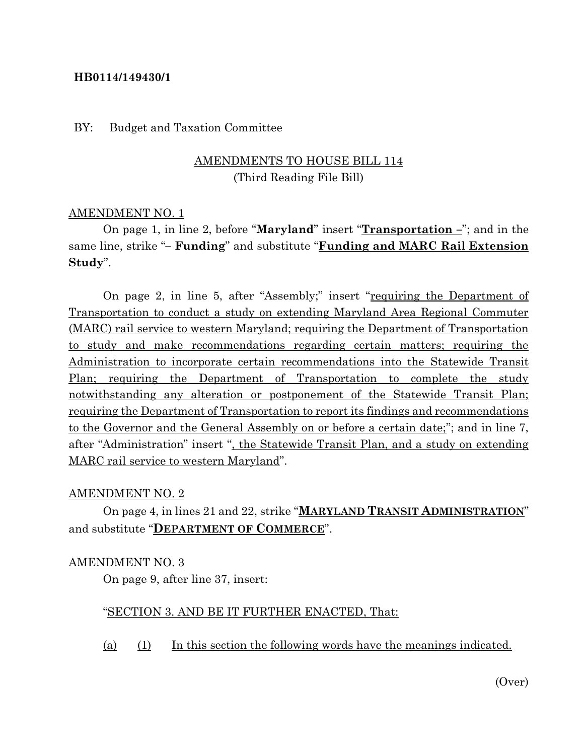**HB0114/149430/1**

BY: Budget and Taxation Committee

AMENDMENTS TO HOUSE BILL 114
(Third Reading File Bill)

AMENDMENT NO. 1

On page 1, in line 2, before "**Maryland**" insert "**Transportation –**"; and in the same line, strike "**– Funding**" and substitute "**Funding and MARC Rail Extension Study**".

On page 2, in line 5, after "Assembly;" insert "requiring the Department of Transportation to conduct a study on extending Maryland Area Regional Commuter (MARC) rail service to western Maryland; requiring the Department of Transportation to study and make recommendations regarding certain matters; requiring the Administration to incorporate certain recommendations into the Statewide Transit Plan; requiring the Department of Transportation to complete the study notwithstanding any alteration or postponement of the Statewide Transit Plan; requiring the Department of Transportation to report its findings and recommendations to the Governor and the General Assembly on or before a certain date;"; and in line 7, after "Administration" insert ", the Statewide Transit Plan, and a study on extending MARC rail service to western Maryland".

AMENDMENT NO. 2

On page 4, in lines 21 and 22, strike "**MARYLAND TRANSIT ADMINISTRATION**" and substitute "**DEPARTMENT OF COMMERCE**".

AMENDMENT NO. 3

On page 9, after line 37, insert:

"SECTION 3. AND BE IT FURTHER ENACTED, That:

(a) (1) In this section the following words have the meanings indicated.

(Over)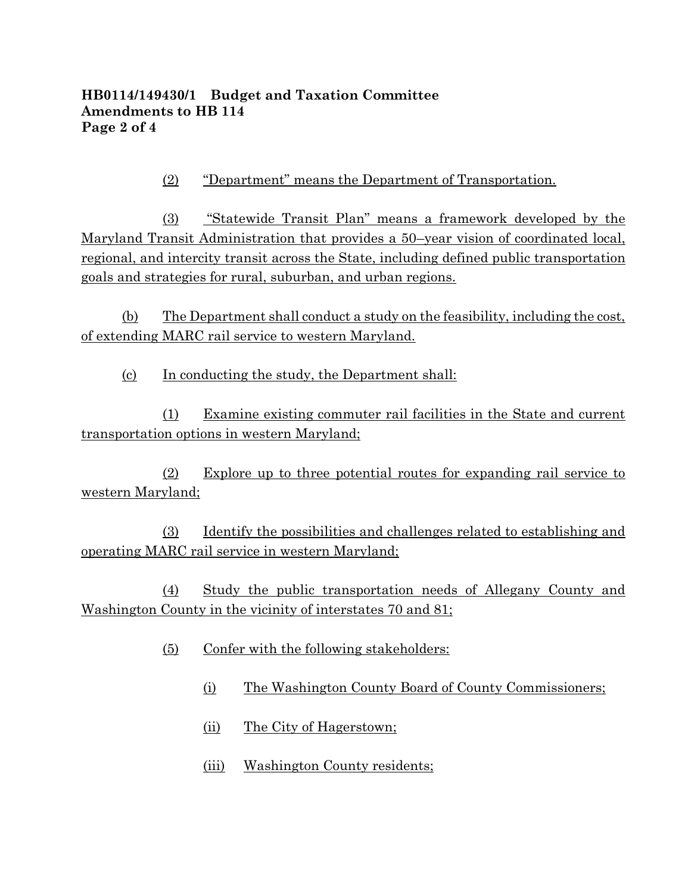(2) "Department" means the Department of Transportation.

(3) "Statewide Transit Plan" means a framework developed by the Maryland Transit Administration that provides a 50–year vision of coordinated local, regional, and intercity transit across the State, including defined public transportation goals and strategies for rural, suburban, and urban regions.

(b) The Department shall conduct a study on the feasibility, including the cost, of extending MARC rail service to western Maryland.

(c) In conducting the study, the Department shall:

(1) Examine existing commuter rail facilities in the State and current transportation options in western Maryland;

(2) Explore up to three potential routes for expanding rail service to western Maryland;

(3) Identify the possibilities and challenges related to establishing and operating MARC rail service in western Maryland;

(4) Study the public transportation needs of Allegany County and Washington County in the vicinity of interstates 70 and 81;

(5) Confer with the following stakeholders:

(i) The Washington County Board of County Commissioners;

(ii) The City of Hagerstown;

(iii) Washington County residents;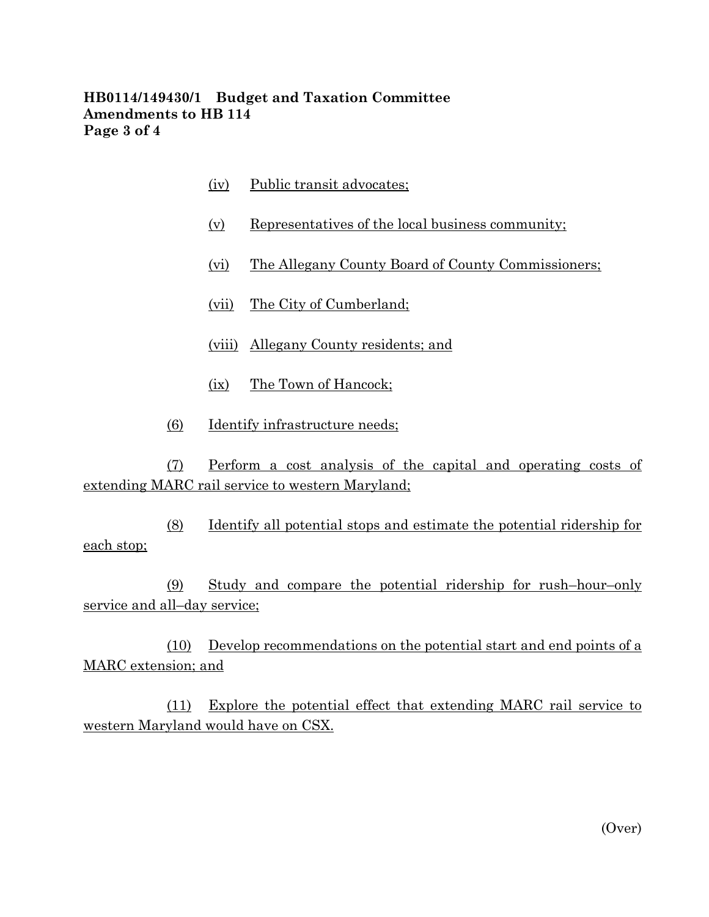(iv) Public transit advocates;

(v) Representatives of the local business community;

(vi) The Allegany County Board of County Commissioners;

(vii) The City of Cumberland;

(viii) Allegany County residents; and

(ix) The Town of Hancock;

(6) Identify infrastructure needs;

(7) Perform a cost analysis of the capital and operating costs of extending MARC rail service to western Maryland;

(8) Identify all potential stops and estimate the potential ridership for each stop;

(9) Study and compare the potential ridership for rush–hour–only service and all–day service;

(10) Develop recommendations on the potential start and end points of a MARC extension; and

(11) Explore the potential effect that extending MARC rail service to western Maryland would have on CSX.

(Over)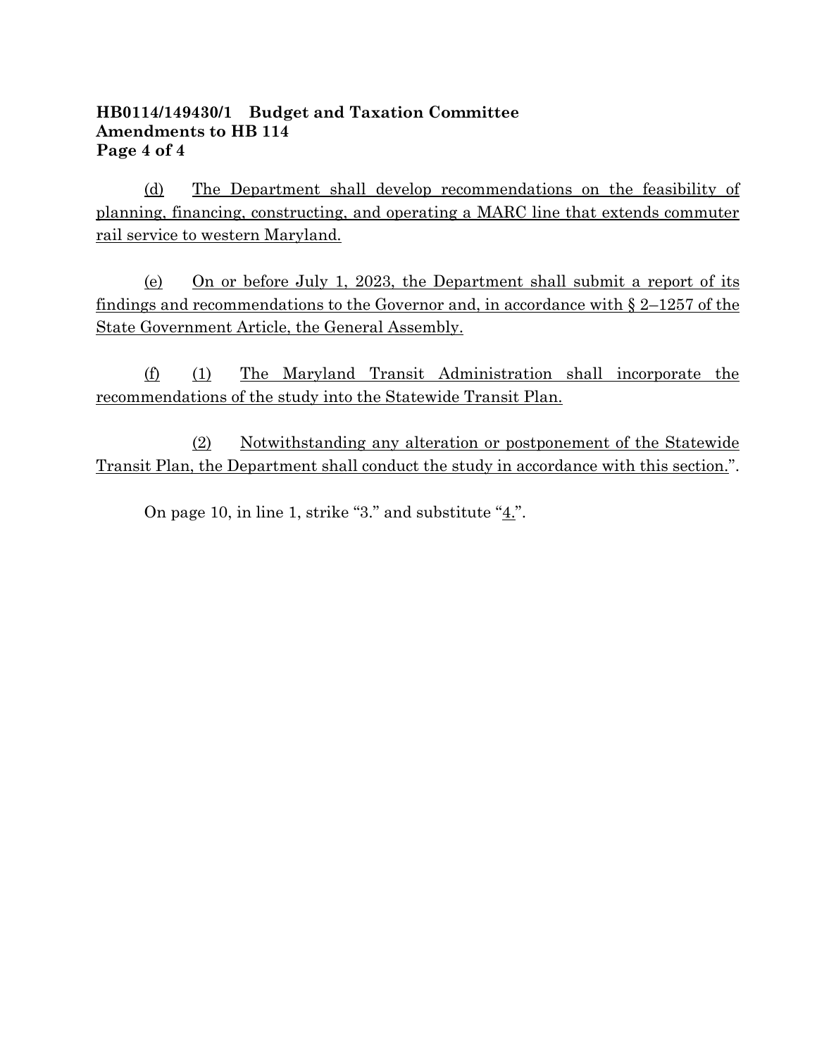(d) The Department shall develop recommendations on the feasibility of planning, financing, constructing, and operating a MARC line that extends commuter rail service to western Maryland.

(e) On or before July 1, 2023, the Department shall submit a report of its findings and recommendations to the Governor and, in accordance with § 2–1257 of the State Government Article, the General Assembly.

(f) (1) The Maryland Transit Administration shall incorporate the recommendations of the study into the Statewide Transit Plan.

(2) Notwithstanding any alteration or postponement of the Statewide Transit Plan, the Department shall conduct the study in accordance with this section.".

On page 10, in line 1, strike "3." and substitute "4.".